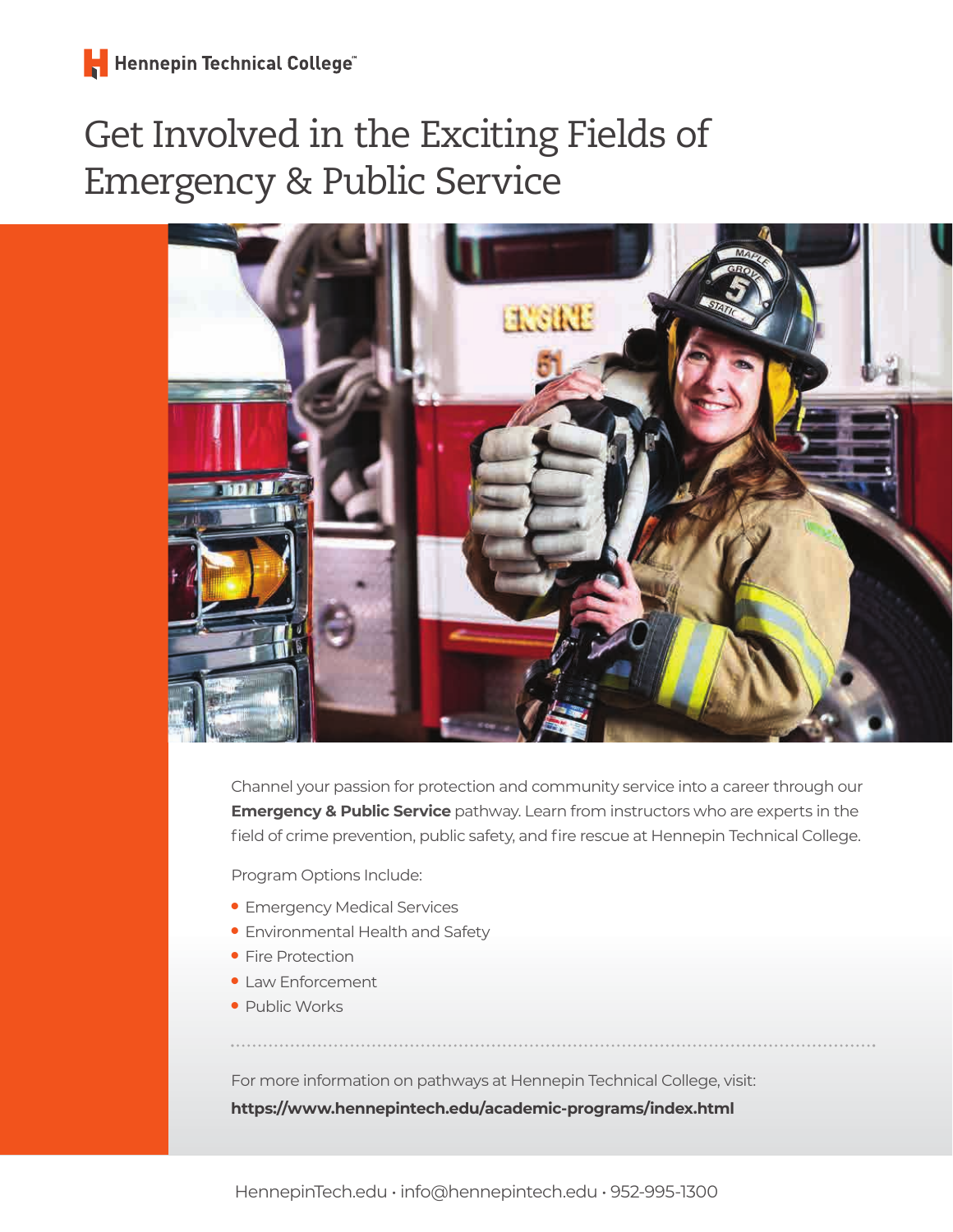Hennepin Technical College

# Get Involved in the Exciting Fields of Emergency & Public Service

Channel your passion for protection and community service into a career through our **Emergency & Public Service** pathway. Learn from instructors who are experts in the field of crime prevention, public safety, and fire rescue at Hennepin Technical College.

Program Options Include:

- Emergency Medical Services
- Environmental Health and Safety
- Fire Protection
- Law Enforcement
- Public Works

For more information on pathways at Hennepin Technical College, visit:
**https://www.hennepintech.edu/academic-programs/index.html**

HennepinTech.edu • info@hennepintech.edu • 952-995-1300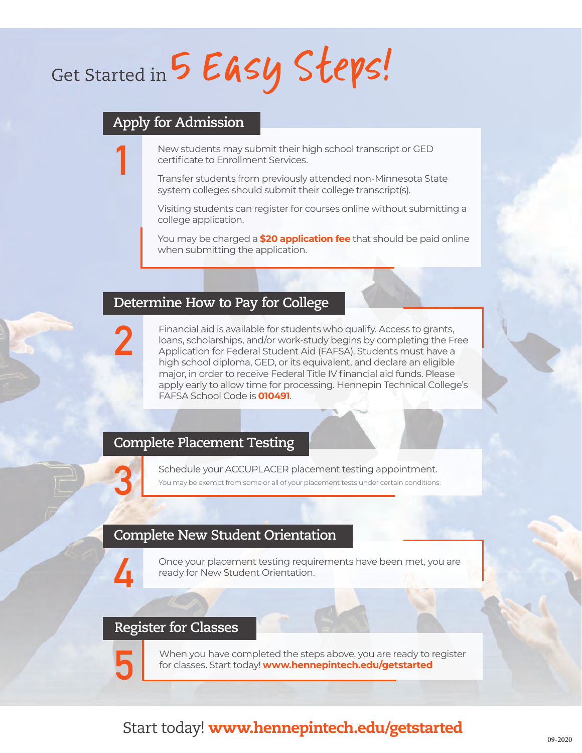# Get Started in 5 Easy Steps!

## Apply for Admission

**1**

New students may submit their high school transcript or GED certificate to Enrollment Services.

Transfer students from previously attended non-Minnesota State system colleges should submit their college transcript(s).

Visiting students can register for courses online without submitting a college application.

You may be charged a **$20 application fee** that should be paid online when submitting the application.

## Determine How to Pay for College

**2**

Financial aid is available for students who qualify. Access to grants, loans, scholarships, and/or work-study begins by completing the Free Application for Federal Student Aid (FAFSA). Students must have a high school diploma, GED, or its equivalent, and declare an eligible major, in order to receive Federal Title IV financial aid funds. Please apply early to allow time for processing. Hennepin Technical College's FAFSA School Code is **010491**.

## Complete Placement Testing

**3**

Schedule your ACCUPLACER placement testing appointment.

You may be exempt from some or all of your placement tests under certain conditions.

## Complete New Student Orientation

**4**

Once your placement testing requirements have been met, you are ready for New Student Orientation.

## Register for Classes

**5**

When you have completed the steps above, you are ready to register for classes. Start today! **www.hennepintech.edu/getstarted**

Start today! **www.hennepintech.edu/getstarted**

09-2020